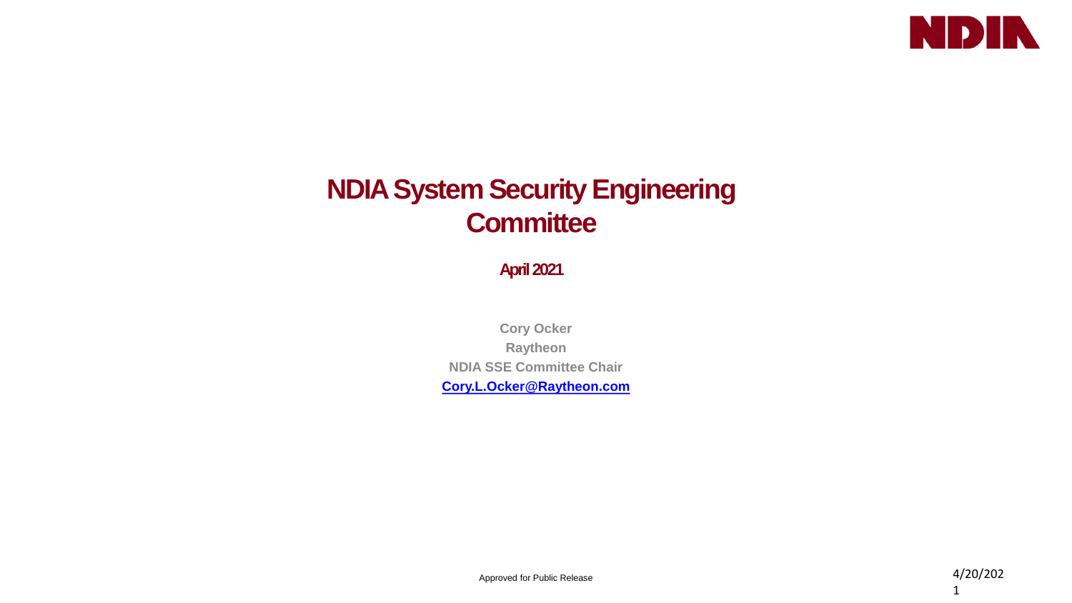# NDIA System Security Engineering Committee

**April 2021**

**Cory Ocker**
**Raytheon**
**NDIA SSE Committee Chair**
**Cory.L.Ocker@Raytheon.com**

Approved for Public Release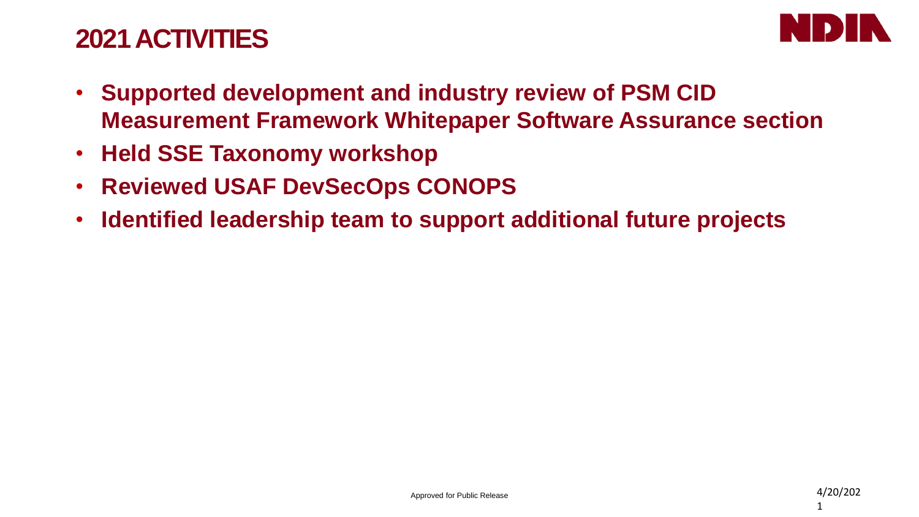# 2021 ACTIVITIES

- **Supported development and industry review of PSM CID Measurement Framework Whitepaper Software Assurance section**
- **Held SSE Taxonomy workshop**
- **Reviewed USAF DevSecOps CONOPS**
- **Identified leadership team to support additional future projects**

Approved for Public Release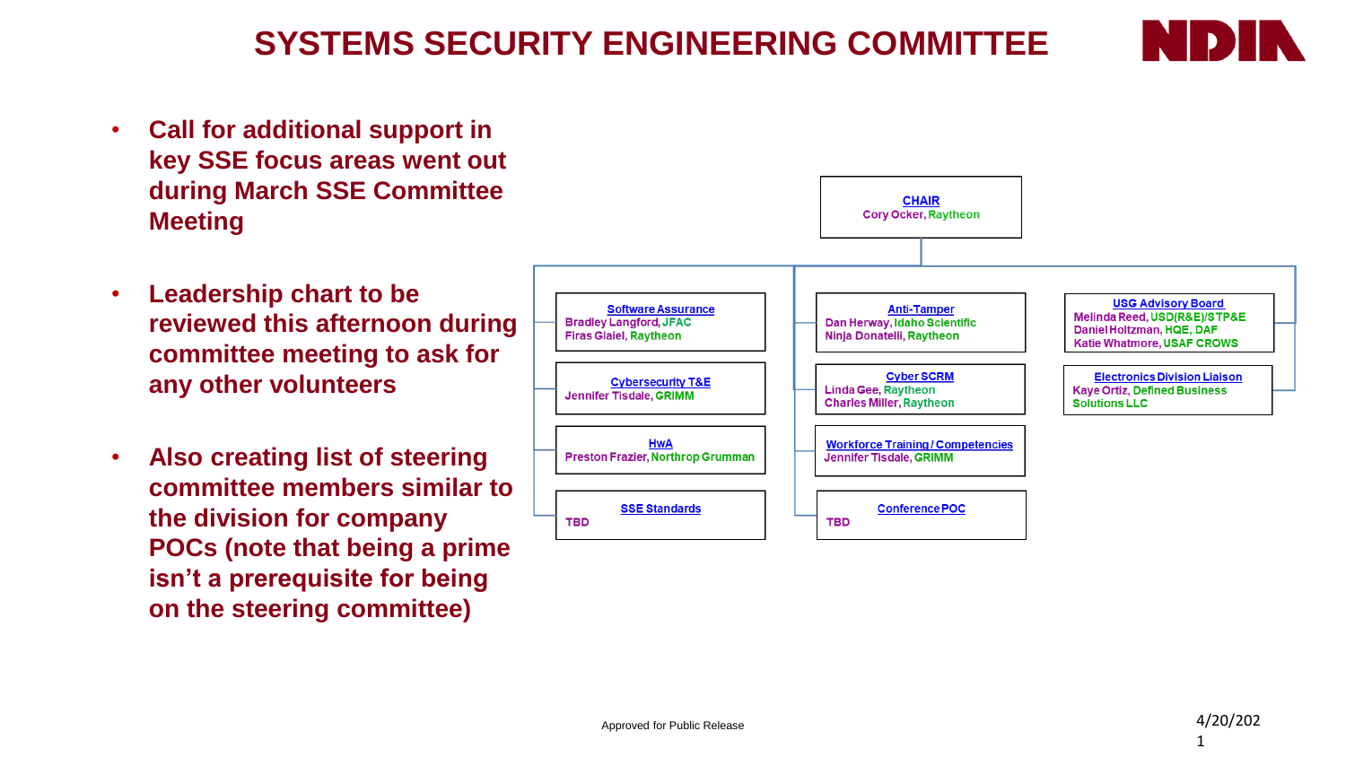# SYSTEMS SECURITY ENGINEERING COMMITTEE

- **Call for additional support in key SSE focus areas went out during March SSE Committee Meeting**
- **Leadership chart to be reviewed this afternoon during committee meeting to ask for any other volunteers**
- **Also creating list of steering committee members similar to the division for company POCs (note that being a prime isn't a prerequisite for being on the steering committee)**

**CHAIR**
Cory Ocker, Raytheon

**Software Assurance**
Bradley Langford, JFAC
Firas Glaiel, Raytheon

**Cybersecurity T&E**
Jennifer Tisdale, GRIMM

**HwA**
Preston Frazier, Northrop Grumman

**SSE Standards**
TBD

**Anti-Tamper**
Dan Herway, Idaho Scientific
Ninja Donatelli, Raytheon

**Cyber SCRM**
Linda Gee, Raytheon
Charles Miller, Raytheon

**Workforce Training / Competencies**
Jennifer Tisdale, GRIMM

**Conference POC**
TBD

**USG Advisory Board**
Melinda Reed, USD(R&E)/STP&E
Daniel Holtzman, HQE, DAF
Katie Whatmore, USAF CROWS

**Electronics Division Liaison**
Kaye Ortiz, Defined Business Solutions LLC

Approved for Public Release

4/20/2021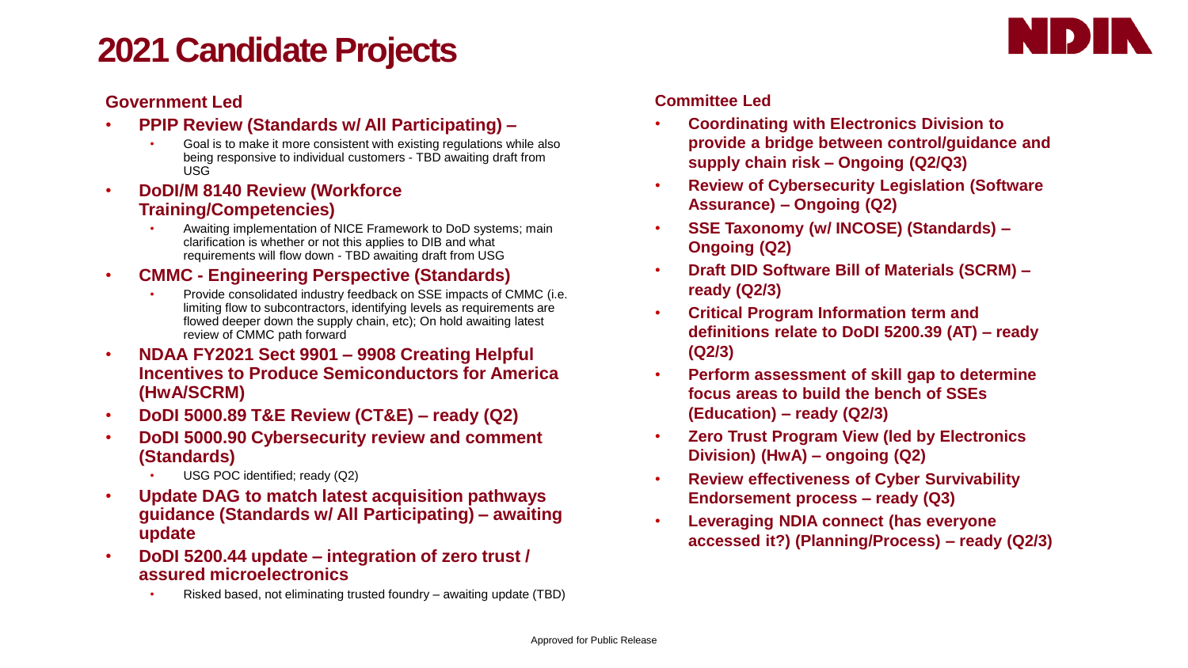# 2021 Candidate Projects

## Government Led

- **PPIP Review (Standards w/ All Participating) –**
  - Goal is to make it more consistent with existing regulations while also being responsive to individual customers - TBD awaiting draft from USG
- **DoDI/M 8140 Review (Workforce Training/Competencies)**
  - Awaiting implementation of NICE Framework to DoD systems; main clarification is whether or not this applies to DIB and what requirements will flow down - TBD awaiting draft from USG
- **CMMC - Engineering Perspective (Standards)**
  - Provide consolidated industry feedback on SSE impacts of CMMC (i.e. limiting flow to subcontractors, identifying levels as requirements are flowed deeper down the supply chain, etc); On hold awaiting latest review of CMMC path forward
- **NDAA FY2021 Sect 9901 – 9908 Creating Helpful Incentives to Produce Semiconductors for America (HwA/SCRM)**
- **DoDI 5000.89 T&E Review (CT&E) – ready (Q2)**
- **DoDI 5000.90 Cybersecurity review and comment (Standards)**
  - USG POC identified; ready (Q2)
- **Update DAG to match latest acquisition pathways guidance (Standards w/ All Participating) – awaiting update**
- **DoDI 5200.44 update – integration of zero trust / assured microelectronics**
  - Risked based, not eliminating trusted foundry – awaiting update (TBD)

## Committee Led

- **Coordinating with Electronics Division to provide a bridge between control/guidance and supply chain risk – Ongoing (Q2/Q3)**
- **Review of Cybersecurity Legislation (Software Assurance) – Ongoing (Q2)**
- **SSE Taxonomy (w/ INCOSE) (Standards) – Ongoing (Q2)**
- **Draft DID Software Bill of Materials (SCRM) – ready (Q2/3)**
- **Critical Program Information term and definitions relate to DoDI 5200.39 (AT) – ready (Q2/3)**
- **Perform assessment of skill gap to determine focus areas to build the bench of SSEs (Education) – ready (Q2/3)**
- **Zero Trust Program View (led by Electronics Division) (HwA) – ongoing (Q2)**
- **Review effectiveness of Cyber Survivability Endorsement process – ready (Q3)**
- **Leveraging NDIA connect (has everyone accessed it?) (Planning/Process) – ready (Q2/3)**

Approved for Public Release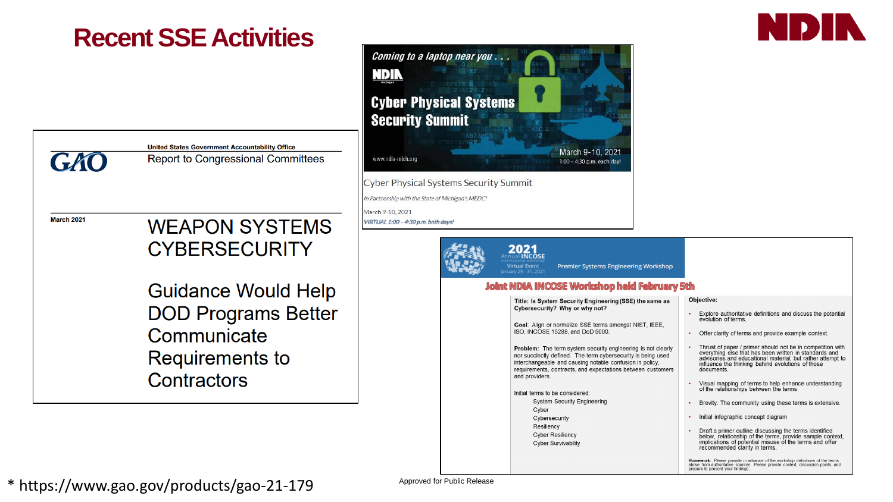# Recent SSE Activities

United States Government Accountability Office

GAO

Report to Congressional Committees

March 2021

WEAPON SYSTEMS CYBERSECURITY

Guidance Would Help DOD Programs Better Communicate Requirements to Contractors

*Coming to a laptop near you . . .*

NDIA Michigan

**Cyber Physical Systems Security Summit**

www.ndia-mich.org

March 9-10, 2021
1:00 – 4:30 p.m. each day!

Cyber Physical Systems Security Summit

*In Partnership with the State of Michigan's MEDC!*

March 9-10, 2021

*VIRTUAL 1:00 – 4:30 p.m. both days!*

**2021** Annual INCOSE International Workshop
Virtual Event
January 29 - 31, 2021

Premier Systems Engineering Workshop

**Joint NDIA INCOSE Workshop held February 5th**

**Title: Is System Security Engineering (SSE) the same as Cybersecurity? Why or why not?**

**Goal**: Align or normalize SSE terms amongst NIST, IEEE, ISO, INCOSE 15288, and DoD 5000.

**Problem:** The term system security engineering is not clearly nor succinctly defined. The term cybersecurity is being used interchangeable and causing notable confusion in policy, requirements, contracts, and expectations between customers and providers.

Initial terms to be considered:

- System Security Engineering
- Cyber
- Cybersecurity
- Resiliency
- Cyber Resiliency
- Cyber Survivability

**Objective:**

- Explore authoritative definitions and discuss the potential evolution of terms.
- Offer clarity of terms and provide example context.
- Thrust of paper / primer should not be in competition with everything else that has been written in standards and advisories and educational material; but rather attempt to influence the thinking behind evolutions of those documents.
- Visual mapping of terms to help enhance understanding of the relationships between the terms.
- Brevity. The community using these terms is extensive.
- Initial infographic concept diagram
- Draft a primer outline discussing the terms identified below, relationship of the terms, provide sample context, implications of potential misuse of the terms and offer recommended clarity in terms.

**Homework:** Please provide in advance of the workshop definitions of the terms above from authoritative sources. Please provide context, discussion points, and prepare to present your findings.

\* https://www.gao.gov/products/gao-21-179

Approved for Public Release